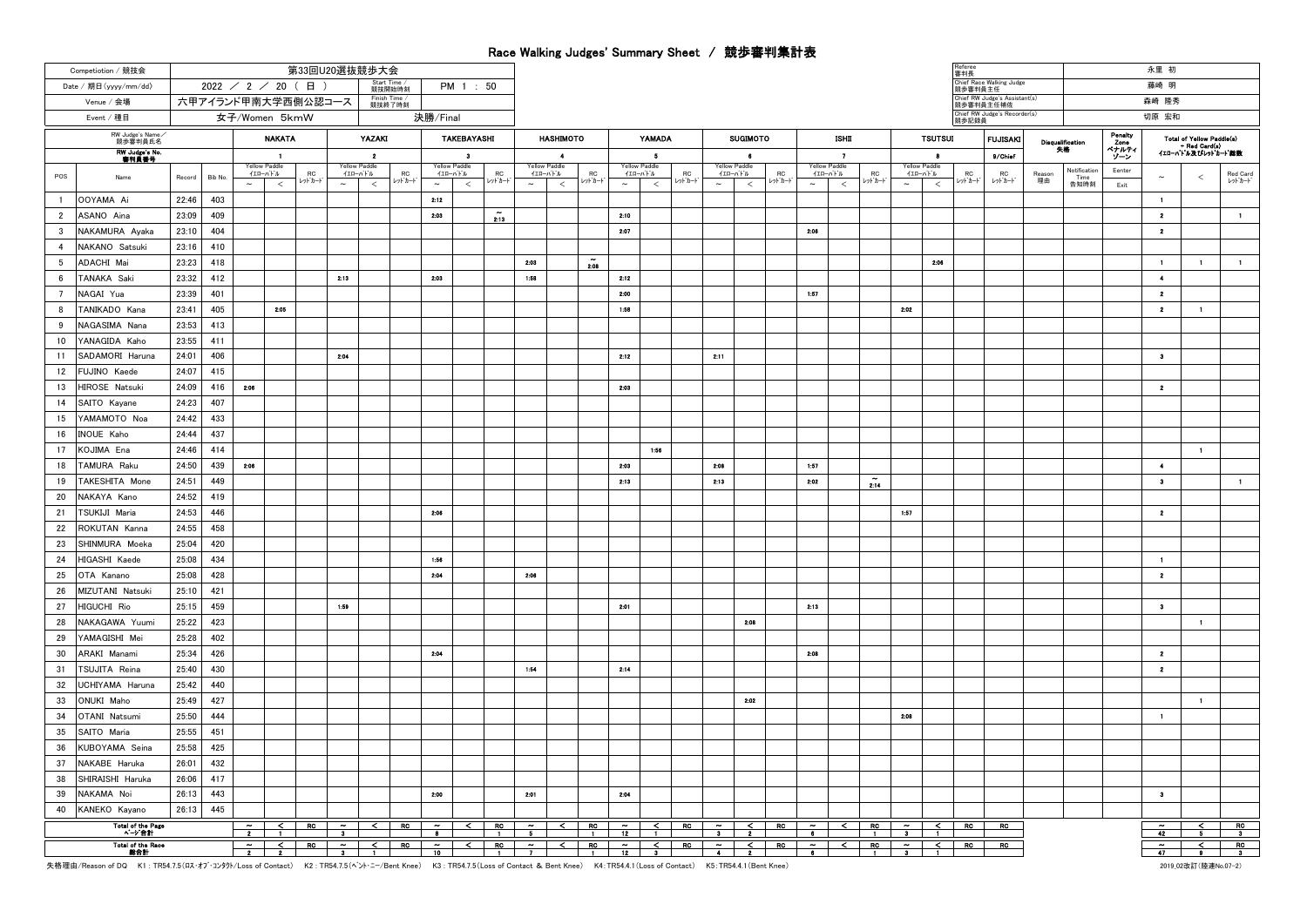# Race Walking Judges' Summary Sheet / 競歩審判集計表

| | | | |
|---|---|---|---|
| Competiotion / 競技会 | 第33回U20選抜競歩大会 | | |
| Date / 期日(yyyy/mm/dd) | 2022 / 2 / 20 ( 日 ) | Start Time / 競技開始時刻 | PM 1 : 50 |
| Venue / 会場 | 六甲アイランド甲南大学西側公認コース | Finish Time / 競技終了時刻 | |
| Event / 種目 | 女子/Women 5kmW | | 決勝/Final |

| | |
|---|---|
| Referee 審判長 | 永里 初 |
| Chief Race Walking Judge 競歩審判主任 | 藤崎 明 |
| Chief RW Judge's Assistant(s) 競歩審判主任補佐 | 森崎 隆秀 |
| Chief RW Judge's Recorder(s) 競歩記録員 | 切原 宏和 |

| RW Judge's Name／競歩審判員氏名 | | | | NAKATA | | | YAZAKI | | | TAKEBAYASHI | | | HASHIMOTO | | | YAMADA | | | SUGIMOTO | | | ISHII | | | TSUTSUI | | | FUJISAKI | Disqualification 失格 | | Penalty Zone ペナルティゾーン | Total of Yellow Paddle(s) ~ Red Card(s) イエローパドル及びレッドカード総数 | | |
|---|---|---|---|---|---|---|---|---|---|---|---|---|---|---|---|---|---|---|---|---|---|---|---|---|---|---|---|---|---|---|---|---|---|---|
| RW Judge's No. 審判員番号 | | | | 1 | | | 2 | | | 3 | | | 4 | | | 5 | | | 6 | | | 7 | | | 8 | | | 9/Chief | | | | | | |
| | | | | Yellow Paddle イエローパドル | | RC レッドカード | Yellow Paddle イエローパドル | | RC レッドカード | Yellow Paddle イエローパドル | | RC レッドカード | Yellow Paddle イエローパドル | | RC レッドカード | Yellow Paddle イエローパドル | | RC レッドカード | Yellow Paddle イエローパドル | | RC レッドカード | Yellow Paddle イエローパドル | | RC レッドカード | Yellow Paddle イエローパドル | | RC レッドカード | RC レッドカード | Reason 理由 | Notification Time 告知時刻 | Eenter / Exit | | | Red Card レッドカード |
| POS | Name | Record | Bib No. | ~ | < | | ~ | < | | ~ | < | | ~ | < | | ~ | < | | ~ | < | | ~ | < | | ~ | < | | | | | | ~ | < | |
| 1 | OOYAMA Ai | 22:46 | 403 | | | | | | | 2:12 | | | | | | | | | | | | | | | | | | | | | | 1 | | |
| 2 | ASANO Aina | 23:09 | 409 | | | | | | | 2:03 | | ~ 2:13 | | | | 2:10 | | | | | | | | | | | | | | | | 2 | | 1 |
| 3 | NAKAMURA Ayaka | 23:10 | 404 | | | | | | | | | | | | | 2:07 | | | | | | 2:06 | | | | | | | | | | 2 | | |
| 4 | NAKANO Satsuki | 23:16 | 410 | | | | | | | | | | | | | | | | | | | | | | | | | | | | | | | |
| 5 | ADACHI Mai | 23:23 | 418 | | | | | | | | | | 2:03 | | ~ 2:08 | | | | | | | | | | | 2:06 | | | | | | 1 | 1 | 1 |
| 6 | TANAKA Saki | 23:32 | 412 | | | | 2:13 | | | 2:03 | | | 1:58 | | | 2:12 | | | | | | | | | | | | | | | | 4 | | |
| 7 | NAGAI Yua | 23:39 | 401 | | | | | | | | | | | | | 2:00 | | | | | | 1:57 | | | | | | | | | | 2 | | |
| 8 | TANIKADO Kana | 23:41 | 405 | | 2:05 | | | | | | | | | | | 1:58 | | | | | | | | | 2:02 | | | | | | | 2 | 1 | |
| 9 | NAGASIMA Nana | 23:53 | 413 | | | | | | | | | | | | | | | | | | | | | | | | | | | | | | | |
| 10 | YANAGIDA Kaho | 23:55 | 411 | | | | | | | | | | | | | | | | | | | | | | | | | | | | | | | |
| 11 | SADAMORI Haruna | 24:01 | 406 | | | | 2:04 | | | | | | | | | 2:12 | | | 2:11 | | | | | | | | | | | | | 3 | | |
| 12 | FUJINO Kaede | 24:07 | 415 | | | | | | | | | | | | | | | | | | | | | | | | | | | | | | | |
| 13 | HIROSE Natsuki | 24:09 | 416 | 2:06 | | | | | | | | | | | | 2:03 | | | | | | | | | | | | | | | | 2 | | |
| 14 | SAITO Kayane | 24:23 | 407 | | | | | | | | | | | | | | | | | | | | | | | | | | | | | | | |
| 15 | YAMAMOTO Noa | 24:42 | 433 | | | | | | | | | | | | | | | | | | | | | | | | | | | | | | | |
| 16 | INOUE Kaho | 24:44 | 437 | | | | | | | | | | | | | | | | | | | | | | | | | | | | | | | |
| 17 | KOJIMA Ena | 24:46 | 414 | | | | | | | | | | | | | | 1:56 | | | | | | | | | | | | | | | | 1 | |
| 18 | TAMURA Raku | 24:50 | 439 | 2:06 | | | | | | | | | | | | 2:03 | | | 2:08 | | | 1:57 | | | | | | | | | | 4 | | |
| 19 | TAKESHITA Mone | 24:51 | 449 | | | | | | | | | | | | | 2:13 | | | 2:13 | | | 2:02 | | ~ 2:14 | | | | | | | | 3 | | 1 |
| 20 | NAKAYA Kano | 24:52 | 419 | | | | | | | | | | | | | | | | | | | | | | | | | | | | | | | |
| 21 | TSUKIJI Maria | 24:53 | 446 | | | | | | | 2:06 | | | | | | | | | | | | | | | 1:57 | | | | | | | 2 | | |
| 22 | ROKUTAN Kanna | 24:55 | 458 | | | | | | | | | | | | | | | | | | | | | | | | | | | | | | | |
| 23 | SHINMURA Moeka | 25:04 | 420 | | | | | | | | | | | | | | | | | | | | | | | | | | | | | | | |
| 24 | HIGASHI Kaede | 25:08 | 434 | | | | | | | 1:56 | | | | | | | | | | | | | | | | | | | | | | 1 | | |
| 25 | OTA Kanano | 25:08 | 428 | | | | | | | 2:04 | | | 2:06 | | | | | | | | | | | | | | | | | | | 2 | | |
| 26 | MIZUTANI Natsuki | 25:10 | 421 | | | | | | | | | | | | | | | | | | | | | | | | | | | | | | | |
| 27 | HIGUCHI Rio | 25:15 | 459 | | | | 1:59 | | | | | | | | | 2:01 | | | | | | 2:13 | | | | | | | | | | 3 | | |
| 28 | NAKAGAWA Yuumi | 25:22 | 423 | | | | | | | | | | | | | | | | | 2:08 | | | | | | | | | | | | | 1 | |
| 29 | YAMAGISHI Mei | 25:28 | 402 | | | | | | | | | | | | | | | | | | | | | | | | | | | | | | | |
| 30 | ARAKI Manami | 25:34 | 426 | | | | | | | 2:04 | | | | | | | | | | | | 2:06 | | | | | | | | | | 2 | | |
| 31 | TSUJITA Reina | 25:40 | 430 | | | | | | | | | | 1:54 | | | 2:14 | | | | | | | | | | | | | | | | 2 | | |
| 32 | UCHIYAMA Haruna | 25:42 | 440 | | | | | | | | | | | | | | | | | | | | | | | | | | | | | | | |
| 33 | ONUKI Maho | 25:49 | 427 | | | | | | | | | | | | | | | | | 2:02 | | | | | | | | | | | | | 1 | |
| 34 | OTANI Natsumi | 25:50 | 444 | | | | | | | | | | | | | | | | | | | | | | 2:06 | | | | | | | 1 | | |
| 35 | SAITO Maria | 25:55 | 451 | | | | | | | | | | | | | | | | | | | | | | | | | | | | | | | |
| 36 | KUBOYAMA Seina | 25:58 | 425 | | | | | | | | | | | | | | | | | | | | | | | | | | | | | | | |
| 37 | NAKABE Haruka | 26:01 | 432 | | | | | | | | | | | | | | | | | | | | | | | | | | | | | | | |
| 38 | SHIRAISHI Haruka | 26:06 | 417 | | | | | | | | | | | | | | | | | | | | | | | | | | | | | | | |
| 39 | NAKAMA Noi | 26:13 | 443 | | | | | | | 2:00 | | | 2:01 | | | 2:04 | | | | | | | | | | | | | | | | 3 | | |
| 40 | KANEKO Kayano | 26:13 | 445 | | | | | | | | | | | | | | | | | | | | | | | | | | | | | | | |
| Total of the Page ページ合計 | | | | ~ 2 | < 1 | RC | ~ 3 | < | RC | ~ 8 | < | RC 1 | ~ 5 | < | RC 1 | ~ 12 | < 1 | RC | ~ 3 | < 2 | RC | ~ 6 | < | RC 1 | ~ 3 | < 1 | RC | RC | | | | ~ 42 | < 5 | RC 3 |
| Total of the Race 総合計 | | | | ~ 2 | < 2 | RC | ~ 3 | < 1 | RC | ~ 10 | < | RC 1 | ~ 7 | < | RC 1 | ~ 12 | < 3 | RC | ~ 4 | < 2 | RC | ~ 6 | < | RC 1 | ~ 3 | < 1 | RC | RC | | | | ~ 47 | < 9 | RC 3 |

失格理由/Reason of DQ K1 : TR54.7.5(ロス・オブ・コンタクト/Loss of Contact) K2 : TR54.7.5(ベント・ニー/Bent Knee) K3 : TR54.7.5(Loss of Contact & Bent Knee) K4:TR54.4.1(Loss of Contact) K5:TR54.4.1(Bent Knee)

2019_02改訂(陸連No.07-2)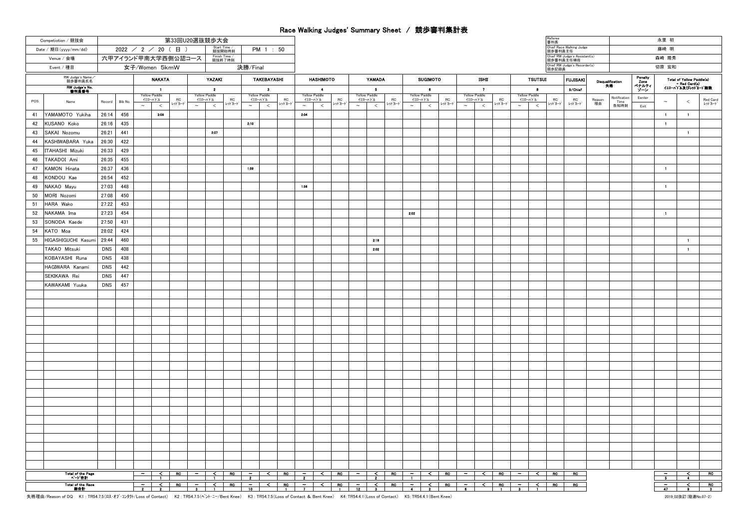# Race Walking Judges' Summary Sheet / 競歩審判集計表

| | |
|---|---|
| Competiotion / 競技会 | 第33回U20選抜競歩大会 |
| Date / 期日(yyyy/mm/dd) | 2022 / 2 / 20 ( 日 ) |
| Start Time / 競技開始時刻 | PM 1 : 50 |
| Finish Time / 競技終了時刻 | |
| Venue / 会場 | 六甲アイランド甲南大学西側公認コース |
| Event / 種目 | 女子/Women 5kmW |
| | 決勝/Final |

| | |
|---|---|
| Referee 審判長 | 永里 初 |
| Chief Race Walking Judge 競歩審判員主任 | 藤崎 明 |
| Chief RW Judge's Assistant(s) 競歩審判員主任補佐 | 森崎 隆秀 |
| Chief RW Judge's Recorder(s) 競歩記録員 | 切原 宏和 |

| RW Judge's Name／競歩審判員氏名 | | | | NAKATA | | | YAZAKI | | | TAKEBAYASHI | | | HASHIMOTO | | | YAMADA | | | SUGIMOTO | | | ISHII | | | TSUTSUI | | | FUJISAKI | Disqualification 失格 | | Penalty Zone ペナルティゾーン | Total of Yellow Paddle(s) ＋ Red Card(s) イエローパドル及びレッドカード総数 | | |
|---|---|---|---|---|---|---|---|---|---|---|---|---|---|---|---|---|---|---|---|---|---|---|---|---|---|---|---|---|---|---|---|---|---|---|
| RW Judge's No. 審判員番号 | | | | 1 | | | 2 | | | 3 | | | 4 | | | 5 | | | 6 | | | 7 | | | 8 | | | 9/Chief | | | | | | |
| POS | Name | Record | Bib No. | Yellow Paddle イエローパドル ~ | < | RC レッドカード | Yellow Paddle イエローパドル ~ | < | RC レッドカード | Yellow Paddle イエローパドル ~ | < | RC レッドカード | Yellow Paddle イエローパドル ~ | < | RC レッドカード | Yellow Paddle イエローパドル ~ | < | RC レッドカード | Yellow Paddle イエローパドル ~ | < | RC レッドカード | Yellow Paddle イエローパドル ~ | < | RC レッドカード | Yellow Paddle イエローパドル ~ | < | RC レッドカード | RC レッドカード | Reason 理由 | Notification Time 告知時刻 | Eenter / Exit | ~ | < | Red Card レッドカード |
| 41 | YAMAMOTO Yukiha | 26:14 | 456 | | 2:08 | | | | | | | | 2:04 | | | | | | | | | | | | | | | | | | | 1 | 1 | |
| 42 | KUSANO Koko | 26:16 | 435 | | | | | | | 2:10 | | | | | | | | | | | | | | | | | | | | | | 1 | | |
| 43 | SAKAI Nozomu | 26:21 | 441 | | | | | 2:07 | | | | | | | | | | | | | | | | | | | | | | | | | 1 | |
| 44 | KASHIWABARA Yuka | 26:30 | 422 | | | | | | | | | | | | | | | | | | | | | | | | | | | | | | | |
| 45 | ITAHASHI Mizuki | 26:33 | 429 | | | | | | | | | | | | | | | | | | | | | | | | | | | | | | | |
| 46 | TAKADOI Ami | 26:35 | 455 | | | | | | | | | | | | | | | | | | | | | | | | | | | | | | | |
| 47 | KAMON Hinata | 26:37 | 436 | | | | | | | 1:59 | | | | | | | | | | | | | | | | | | | | | | 1 | | |
| 48 | KONDOU Kae | 26:54 | 452 | | | | | | | | | | | | | | | | | | | | | | | | | | | | | | | |
| 49 | NAKAO Mayu | 27:03 | 448 | | | | | | | | | | 1:56 | | | | | | | | | | | | | | | | | | | 1 | | |
| 50 | MORI Nozomi | 27:08 | 450 | | | | | | | | | | | | | | | | | | | | | | | | | | | | | | | |
| 51 | HARA Wako | 27:22 | 453 | | | | | | | | | | | | | | | | | | | | | | | | | | | | | | | |
| 52 | NAKAMA Ima | 27:23 | 454 | | | | | | | | | | | | | | | | 2:02 | | | | | | | | | | | | | 1 | | |
| 53 | SONODA Kaede | 27:50 | 431 | | | | | | | | | | | | | | | | | | | | | | | | | | | | | | | |
| 54 | KATO Moa | 28:02 | 424 | | | | | | | | | | | | | | | | | | | | | | | | | | | | | | | |
| 55 | HIGASHIGUCHI Kasumi | 29:44 | 460 | | | | | | | | | | | | | | 2:18 | | | | | | | | | | | | | | | | 1 | |
| | TAKAO Mitsuki | DNS | 408 | | | | | | | | | | | | | | 2:02 | | | | | | | | | | | | | | | | 1 | |
| | KOBAYASHI Runa | DNS | 438 | | | | | | | | | | | | | | | | | | | | | | | | | | | | | | | |
| | HAGIWARA Kanami | DNS | 442 | | | | | | | | | | | | | | | | | | | | | | | | | | | | | | | |
| | SEKIKAWA Rei | DNS | 447 | | | | | | | | | | | | | | | | | | | | | | | | | | | | | | | |
| | KAWAKAMI Yuuka | DNS | 457 | | | | | | | | | | | | | | | | | | | | | | | | | | | | | | | |
| Total of the Page ページ合計 | | | | ~ | < 1 | RC | ~ | < 1 | RC | ~ 2 | < | RC | ~ 2 | < | RC | ~ | < 2 | RC | ~ 1 | < | RC | ~ | < | RC | ~ | < | RC | RC | | | | ~ 5 | < 4 | RC |
| Total of the Race 総合計 | | | | ~ 2 | < 2 | RC | ~ 3 | < 1 | RC | ~ 10 | < | RC 1 | ~ 7 | < | RC 1 | ~ 12 | < 3 | RC | ~ 4 | < 2 | RC | ~ 6 | < | RC 1 | ~ 3 | < 1 | RC | RC | | | | ~ 47 | < 9 | RC 3 |

失格理由/Reason of DQ　K1：TR54.7.5(ロス・オブ・コンタクト/Loss of Contact)　K2：TR54.7.5(ベント・ニー/Bent Knee)　K3：TR54.7.5(Loss of Contact & Bent Knee)　K4：TR54.4.1(Loss of Contact)　K5：TR54.4.1(Bent Knee)

2019_02改訂(陸連No.07-2)